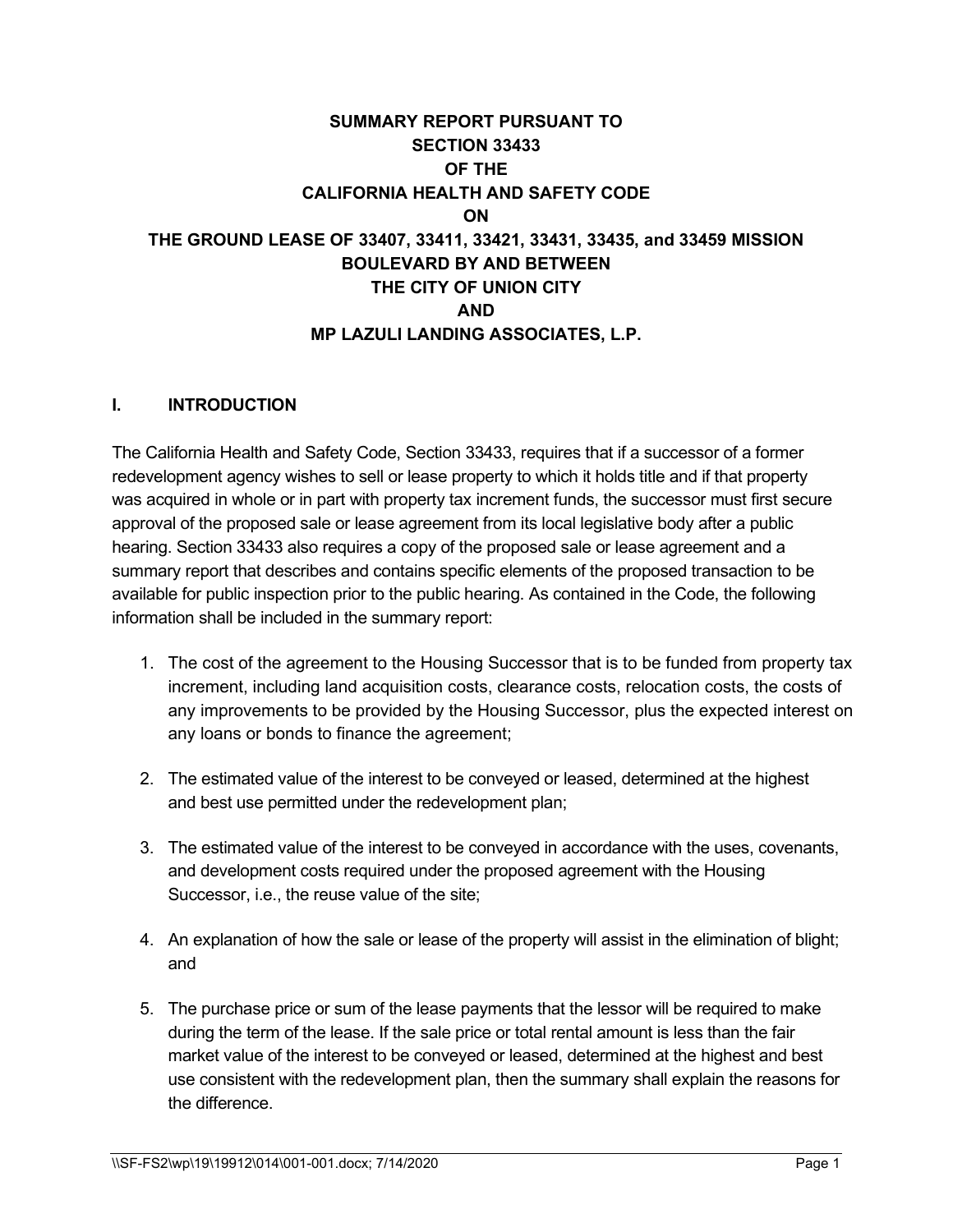# SUMMARY REPORT PURSUANT TO SECTION 33433 OF THE CALIFORNIA HEALTH AND SAFETY CODE ON THE GROUND LEASE OF 33407, 33411, 33421, 33431, 33435, and 33459 MISSION BOULEVARD BY AND BETWEEN THE CITY OF UNION CITY AND MP LAZULI LANDING ASSOCIATES, L.P.

## I. INTRODUCTION

The California Health and Safety Code, Section 33433, requires that if a successor of a former redevelopment agency wishes to sell or lease property to which it holds title and if that property was acquired in whole or in part with property tax increment funds, the successor must first secure approval of the proposed sale or lease agreement from its local legislative body after a public hearing. Section 33433 also requires a copy of the proposed sale or lease agreement and a summary report that describes and contains specific elements of the proposed transaction to be available for public inspection prior to the public hearing. As contained in the Code, the following information shall be included in the summary report:

1. The cost of the agreement to the Housing Successor that is to be funded from property tax increment, including land acquisition costs, clearance costs, relocation costs, the costs of any improvements to be provided by the Housing Successor, plus the expected interest on any loans or bonds to finance the agreement;

2. The estimated value of the interest to be conveyed or leased, determined at the highest and best use permitted under the redevelopment plan;

3. The estimated value of the interest to be conveyed in accordance with the uses, covenants, and development costs required under the proposed agreement with the Housing Successor, i.e., the reuse value of the site;

4. An explanation of how the sale or lease of the property will assist in the elimination of blight; and

5. The purchase price or sum of the lease payments that the lessor will be required to make during the term of the lease. If the sale price or total rental amount is less than the fair market value of the interest to be conveyed or leased, determined at the highest and best use consistent with the redevelopment plan, then the summary shall explain the reasons for the difference.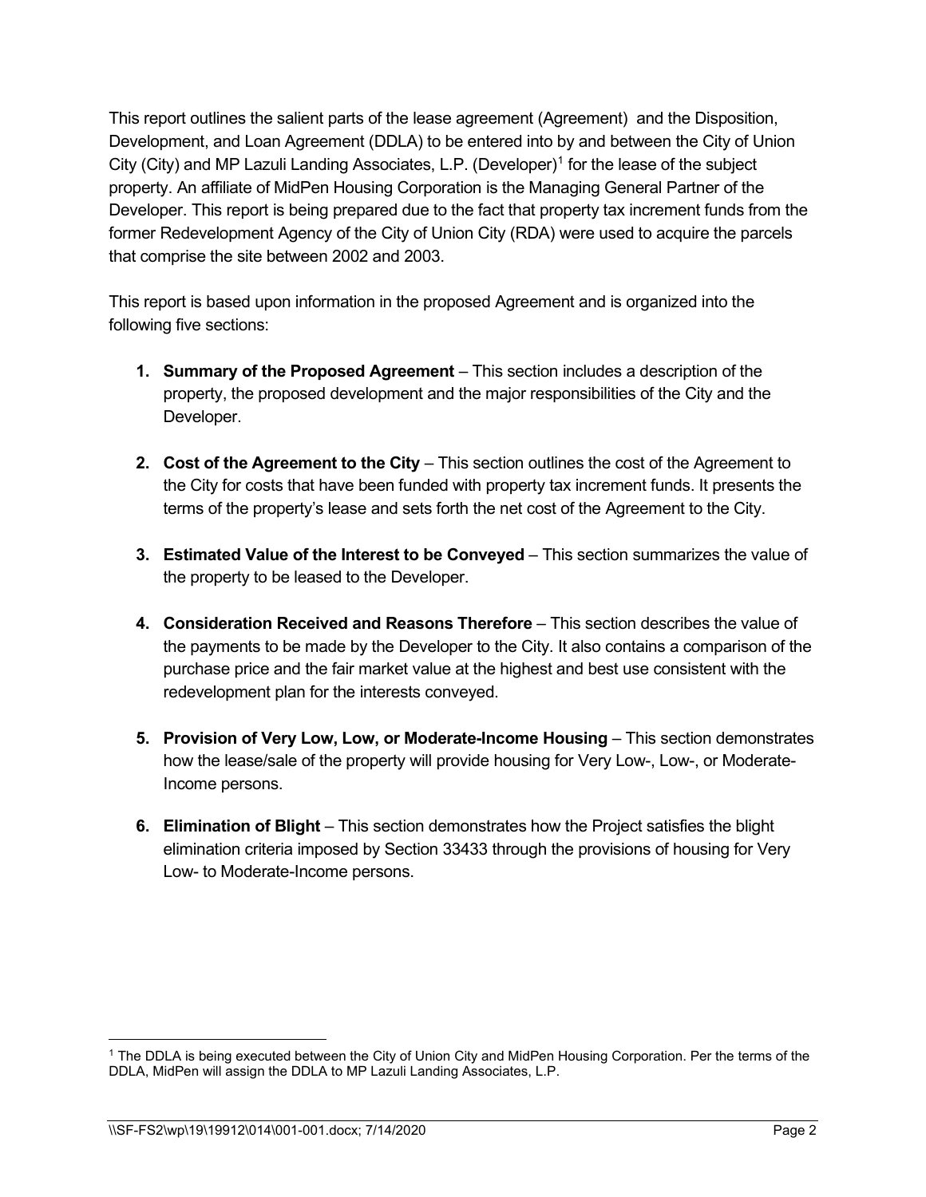This report outlines the salient parts of the lease agreement (Agreement) and the Disposition, Development, and Loan Agreement (DDLA) to be entered into by and between the City of Union City (City) and MP Lazuli Landing Associates, L.P. (Developer)[1] for the lease of the subject property. An affiliate of MidPen Housing Corporation is the Managing General Partner of the Developer. This report is being prepared due to the fact that property tax increment funds from the former Redevelopment Agency of the City of Union City (RDA) were used to acquire the parcels that comprise the site between 2002 and 2003.

This report is based upon information in the proposed Agreement and is organized into the following five sections:

1. **Summary of the Proposed Agreement** – This section includes a description of the property, the proposed development and the major responsibilities of the City and the Developer.

2. **Cost of the Agreement to the City** – This section outlines the cost of the Agreement to the City for costs that have been funded with property tax increment funds. It presents the terms of the property's lease and sets forth the net cost of the Agreement to the City.

3. **Estimated Value of the Interest to be Conveyed** – This section summarizes the value of the property to be leased to the Developer.

4. **Consideration Received and Reasons Therefore** – This section describes the value of the payments to be made by the Developer to the City. It also contains a comparison of the purchase price and the fair market value at the highest and best use consistent with the redevelopment plan for the interests conveyed.

5. **Provision of Very Low, Low, or Moderate-Income Housing** – This section demonstrates how the lease/sale of the property will provide housing for Very Low-, Low-, or Moderate-Income persons.

6. **Elimination of Blight** – This section demonstrates how the Project satisfies the blight elimination criteria imposed by Section 33433 through the provisions of housing for Very Low- to Moderate-Income persons.

---

[1] The DDLA is being executed between the City of Union City and MidPen Housing Corporation. Per the terms of the DDLA, MidPen will assign the DDLA to MP Lazuli Landing Associates, L.P.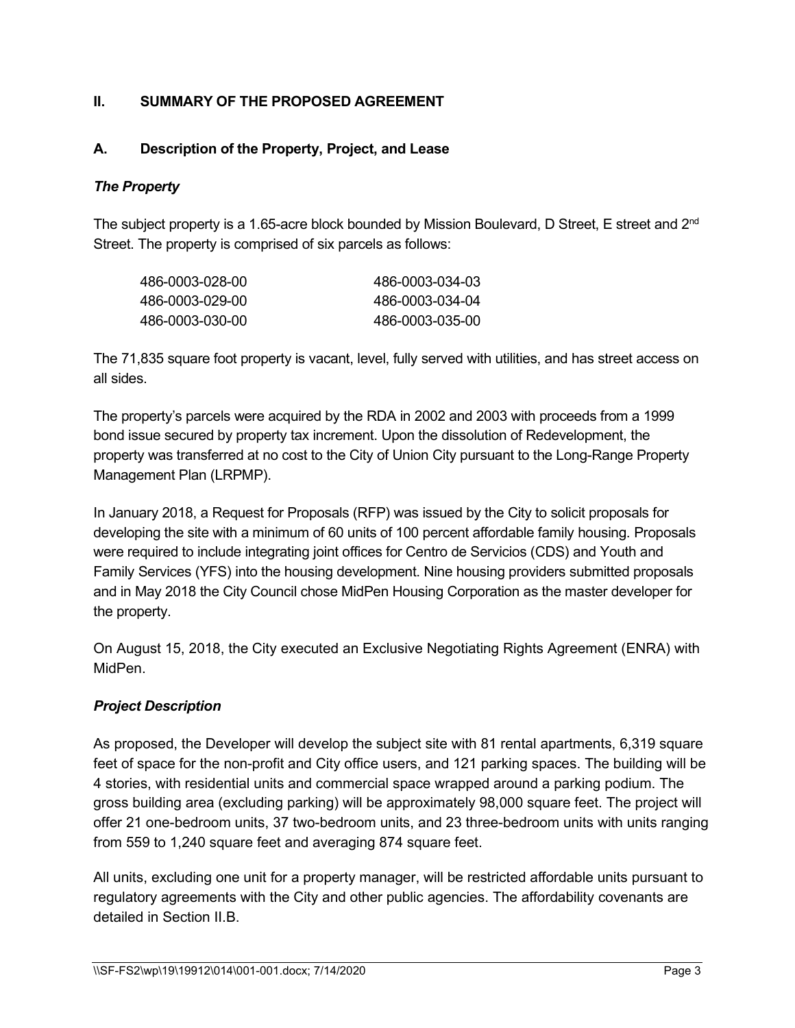## II. SUMMARY OF THE PROPOSED AGREEMENT

### A. Description of the Property, Project, and Lease

#### *The Property*

The subject property is a 1.65-acre block bounded by Mission Boulevard, D Street, E street and 2nd Street. The property is comprised of six parcels as follows:

| | |
|---|---|
| 486-0003-028-00 | 486-0003-034-03 |
| 486-0003-029-00 | 486-0003-034-04 |
| 486-0003-030-00 | 486-0003-035-00 |

The 71,835 square foot property is vacant, level, fully served with utilities, and has street access on all sides.

The property's parcels were acquired by the RDA in 2002 and 2003 with proceeds from a 1999 bond issue secured by property tax increment. Upon the dissolution of Redevelopment, the property was transferred at no cost to the City of Union City pursuant to the Long-Range Property Management Plan (LRPMP).

In January 2018, a Request for Proposals (RFP) was issued by the City to solicit proposals for developing the site with a minimum of 60 units of 100 percent affordable family housing. Proposals were required to include integrating joint offices for Centro de Servicios (CDS) and Youth and Family Services (YFS) into the housing development. Nine housing providers submitted proposals and in May 2018 the City Council chose MidPen Housing Corporation as the master developer for the property.

On August 15, 2018, the City executed an Exclusive Negotiating Rights Agreement (ENRA) with MidPen.

#### *Project Description*

As proposed, the Developer will develop the subject site with 81 rental apartments, 6,319 square feet of space for the non-profit and City office users, and 121 parking spaces. The building will be 4 stories, with residential units and commercial space wrapped around a parking podium. The gross building area (excluding parking) will be approximately 98,000 square feet. The project will offer 21 one-bedroom units, 37 two-bedroom units, and 23 three-bedroom units with units ranging from 559 to 1,240 square feet and averaging 874 square feet.

All units, excluding one unit for a property manager, will be restricted affordable units pursuant to regulatory agreements with the City and other public agencies. The affordability covenants are detailed in Section II.B.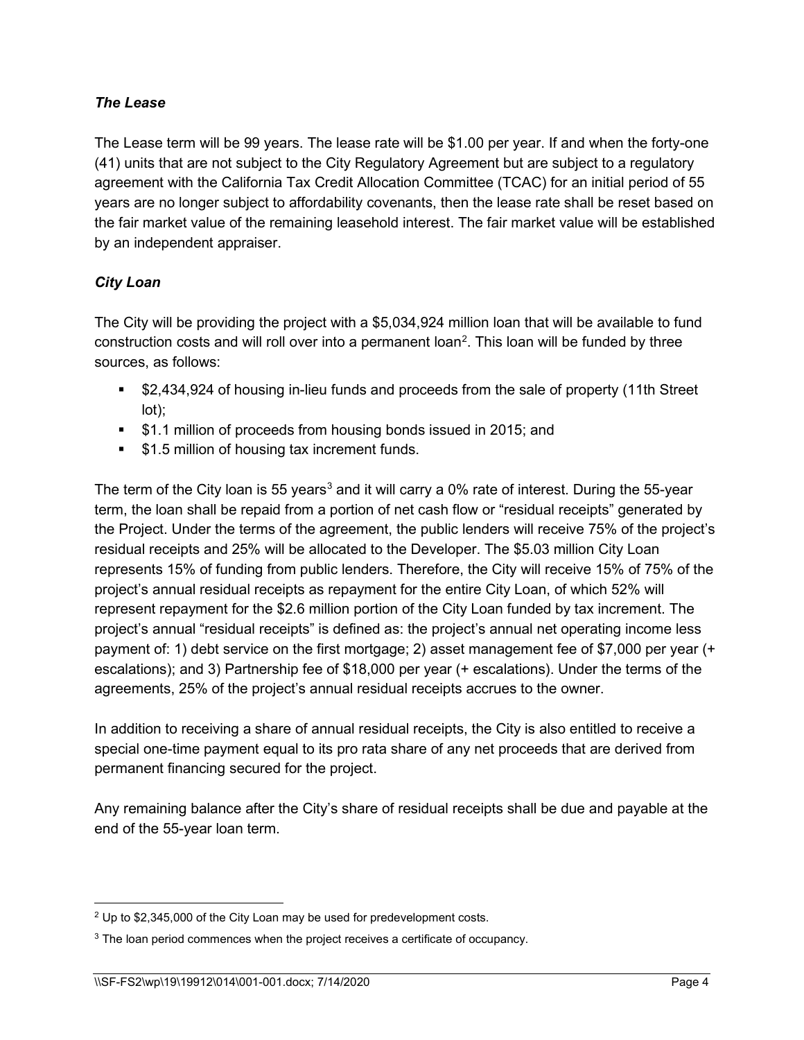***The Lease***

The Lease term will be 99 years. The lease rate will be $1.00 per year. If and when the forty-one (41) units that are not subject to the City Regulatory Agreement but are subject to a regulatory agreement with the California Tax Credit Allocation Committee (TCAC) for an initial period of 55 years are no longer subject to affordability covenants, then the lease rate shall be reset based on the fair market value of the remaining leasehold interest. The fair market value will be established by an independent appraiser.

***City Loan***

The City will be providing the project with a $5,034,924 million loan that will be available to fund construction costs and will roll over into a permanent loan[2]. This loan will be funded by three sources, as follows:

- $2,434,924 of housing in-lieu funds and proceeds from the sale of property (11th Street lot);
- $1.1 million of proceeds from housing bonds issued in 2015; and
- $1.5 million of housing tax increment funds.

The term of the City loan is 55 years[3] and it will carry a 0% rate of interest. During the 55-year term, the loan shall be repaid from a portion of net cash flow or "residual receipts" generated by the Project. Under the terms of the agreement, the public lenders will receive 75% of the project's residual receipts and 25% will be allocated to the Developer. The $5.03 million City Loan represents 15% of funding from public lenders. Therefore, the City will receive 15% of 75% of the project's annual residual receipts as repayment for the entire City Loan, of which 52% will represent repayment for the $2.6 million portion of the City Loan funded by tax increment. The project's annual "residual receipts" is defined as: the project's annual net operating income less payment of: 1) debt service on the first mortgage; 2) asset management fee of $7,000 per year (+ escalations); and 3) Partnership fee of $18,000 per year (+ escalations). Under the terms of the agreements, 25% of the project's annual residual receipts accrues to the owner.

In addition to receiving a share of annual residual receipts, the City is also entitled to receive a special one-time payment equal to its pro rata share of any net proceeds that are derived from permanent financing secured for the project.

Any remaining balance after the City's share of residual receipts shall be due and payable at the end of the 55-year loan term.

---

[2] Up to $2,345,000 of the City Loan may be used for predevelopment costs.

[3] The loan period commences when the project receives a certificate of occupancy.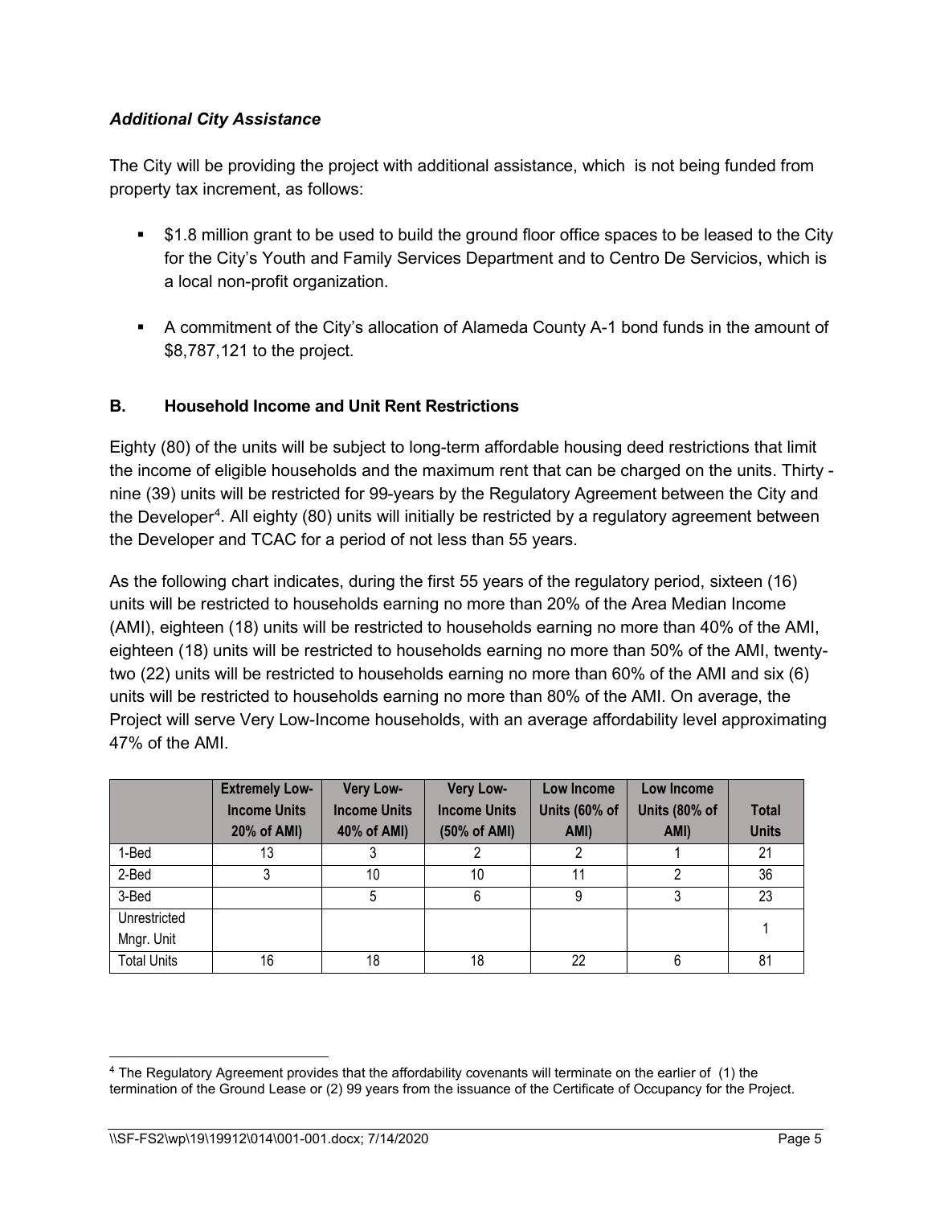### *Additional City Assistance*

The City will be providing the project with additional assistance, which is not being funded from property tax increment, as follows:

- $1.8 million grant to be used to build the ground floor office spaces to be leased to the City for the City's Youth and Family Services Department and to Centro De Servicios, which is a local non-profit organization.
- A commitment of the City's allocation of Alameda County A-1 bond funds in the amount of $8,787,121 to the project.

### B. Household Income and Unit Rent Restrictions

Eighty (80) of the units will be subject to long-term affordable housing deed restrictions that limit the income of eligible households and the maximum rent that can be charged on the units. Thirty - nine (39) units will be restricted for 99-years by the Regulatory Agreement between the City and the Developer[4]. All eighty (80) units will initially be restricted by a regulatory agreement between the Developer and TCAC for a period of not less than 55 years.

As the following chart indicates, during the first 55 years of the regulatory period, sixteen (16) units will be restricted to households earning no more than 20% of the Area Median Income (AMI), eighteen (18) units will be restricted to households earning no more than 40% of the AMI, eighteen (18) units will be restricted to households earning no more than 50% of the AMI, twenty-two (22) units will be restricted to households earning no more than 60% of the AMI and six (6) units will be restricted to households earning no more than 80% of the AMI. On average, the Project will serve Very Low-Income households, with an average affordability level approximating 47% of the AMI.

| | Extremely Low-Income Units 20% of AMI) | Very Low-Income Units 40% of AMI) | Very Low-Income Units (50% of AMI) | Low Income Units (60% of AMI) | Low Income Units (80% of AMI) | Total Units |
|---|---|---|---|---|---|---|
| 1-Bed | 13 | 3 | 2 | 2 | 1 | 21 |
| 2-Bed | 3 | 10 | 10 | 11 | 2 | 36 |
| 3-Bed | | 5 | 6 | 9 | 3 | 23 |
| Unrestricted Mngr. Unit | | | | | | 1 |
| Total Units | 16 | 18 | 18 | 22 | 6 | 81 |

[4] The Regulatory Agreement provides that the affordability covenants will terminate on the earlier of (1) the termination of the Ground Lease or (2) 99 years from the issuance of the Certificate of Occupancy for the Project.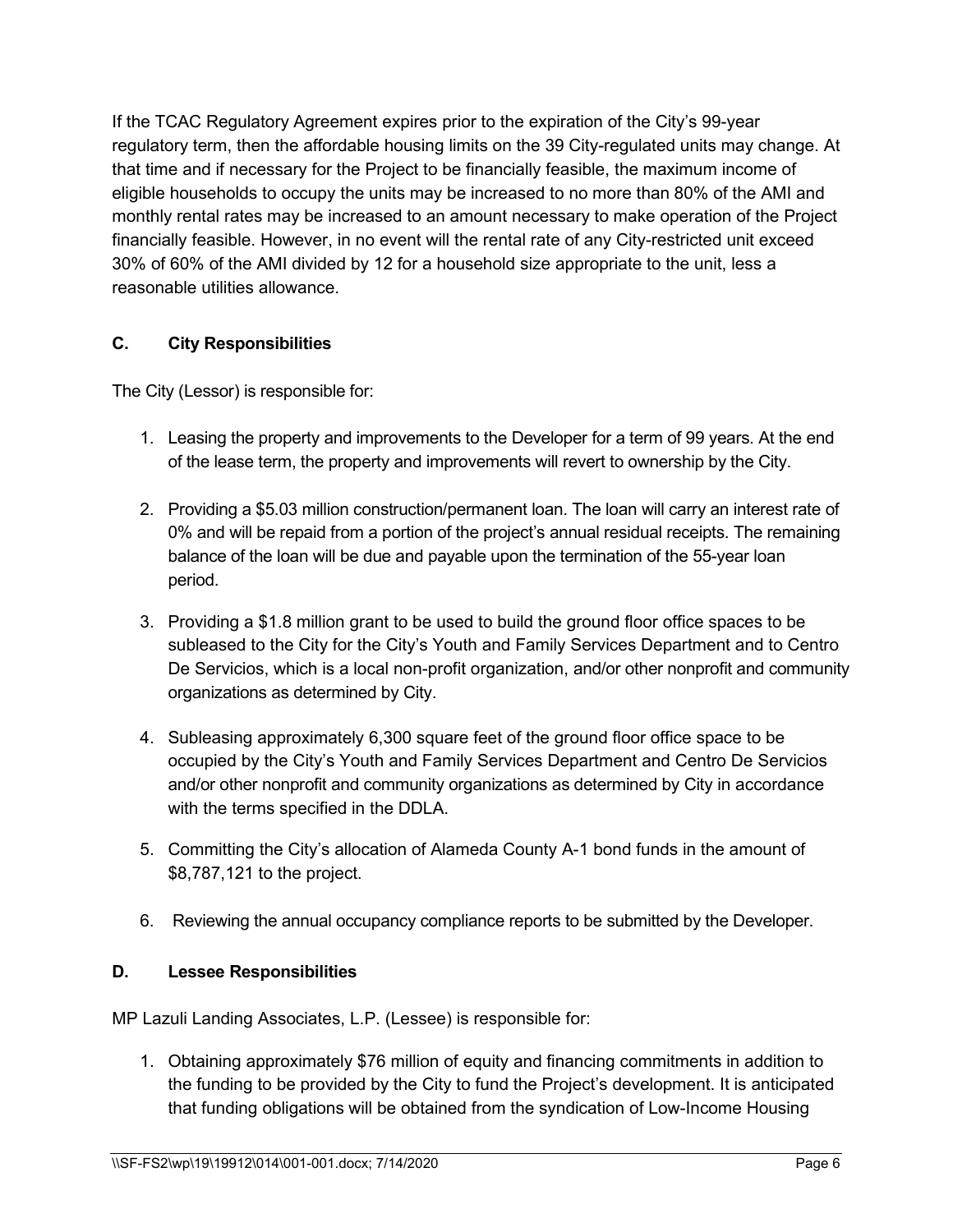If the TCAC Regulatory Agreement expires prior to the expiration of the City's 99-year regulatory term, then the affordable housing limits on the 39 City-regulated units may change. At that time and if necessary for the Project to be financially feasible, the maximum income of eligible households to occupy the units may be increased to no more than 80% of the AMI and monthly rental rates may be increased to an amount necessary to make operation of the Project financially feasible. However, in no event will the rental rate of any City-restricted unit exceed 30% of 60% of the AMI divided by 12 for a household size appropriate to the unit, less a reasonable utilities allowance.

### C. City Responsibilities

The City (Lessor) is responsible for:

1. Leasing the property and improvements to the Developer for a term of 99 years. At the end of the lease term, the property and improvements will revert to ownership by the City.
2. Providing a $5.03 million construction/permanent loan. The loan will carry an interest rate of 0% and will be repaid from a portion of the project's annual residual receipts. The remaining balance of the loan will be due and payable upon the termination of the 55-year loan period.
3. Providing a $1.8 million grant to be used to build the ground floor office spaces to be subleased to the City for the City's Youth and Family Services Department and to Centro De Servicios, which is a local non-profit organization, and/or other nonprofit and community organizations as determined by City.
4. Subleasing approximately 6,300 square feet of the ground floor office space to be occupied by the City's Youth and Family Services Department and Centro De Servicios and/or other nonprofit and community organizations as determined by City in accordance with the terms specified in the DDLA.
5. Committing the City's allocation of Alameda County A-1 bond funds in the amount of $8,787,121 to the project.
6. Reviewing the annual occupancy compliance reports to be submitted by the Developer.

### D. Lessee Responsibilities

MP Lazuli Landing Associates, L.P. (Lessee) is responsible for:

1. Obtaining approximately $76 million of equity and financing commitments in addition to the funding to be provided by the City to fund the Project's development. It is anticipated that funding obligations will be obtained from the syndication of Low-Income Housing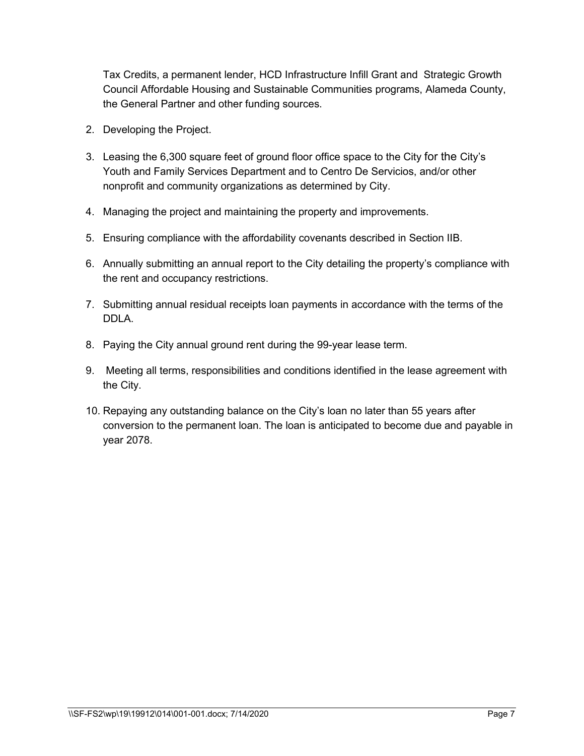Tax Credits, a permanent lender, HCD Infrastructure Infill Grant and Strategic Growth Council Affordable Housing and Sustainable Communities programs, Alameda County, the General Partner and other funding sources.

2. Developing the Project.

3. Leasing the 6,300 square feet of ground floor office space to the City for the City's Youth and Family Services Department and to Centro De Servicios, and/or other nonprofit and community organizations as determined by City.

4. Managing the project and maintaining the property and improvements.

5. Ensuring compliance with the affordability covenants described in Section IIB.

6. Annually submitting an annual report to the City detailing the property's compliance with the rent and occupancy restrictions.

7. Submitting annual residual receipts loan payments in accordance with the terms of the DDLA.

8. Paying the City annual ground rent during the 99-year lease term.

9. Meeting all terms, responsibilities and conditions identified in the lease agreement with the City.

10. Repaying any outstanding balance on the City's loan no later than 55 years after conversion to the permanent loan. The loan is anticipated to become due and payable in year 2078.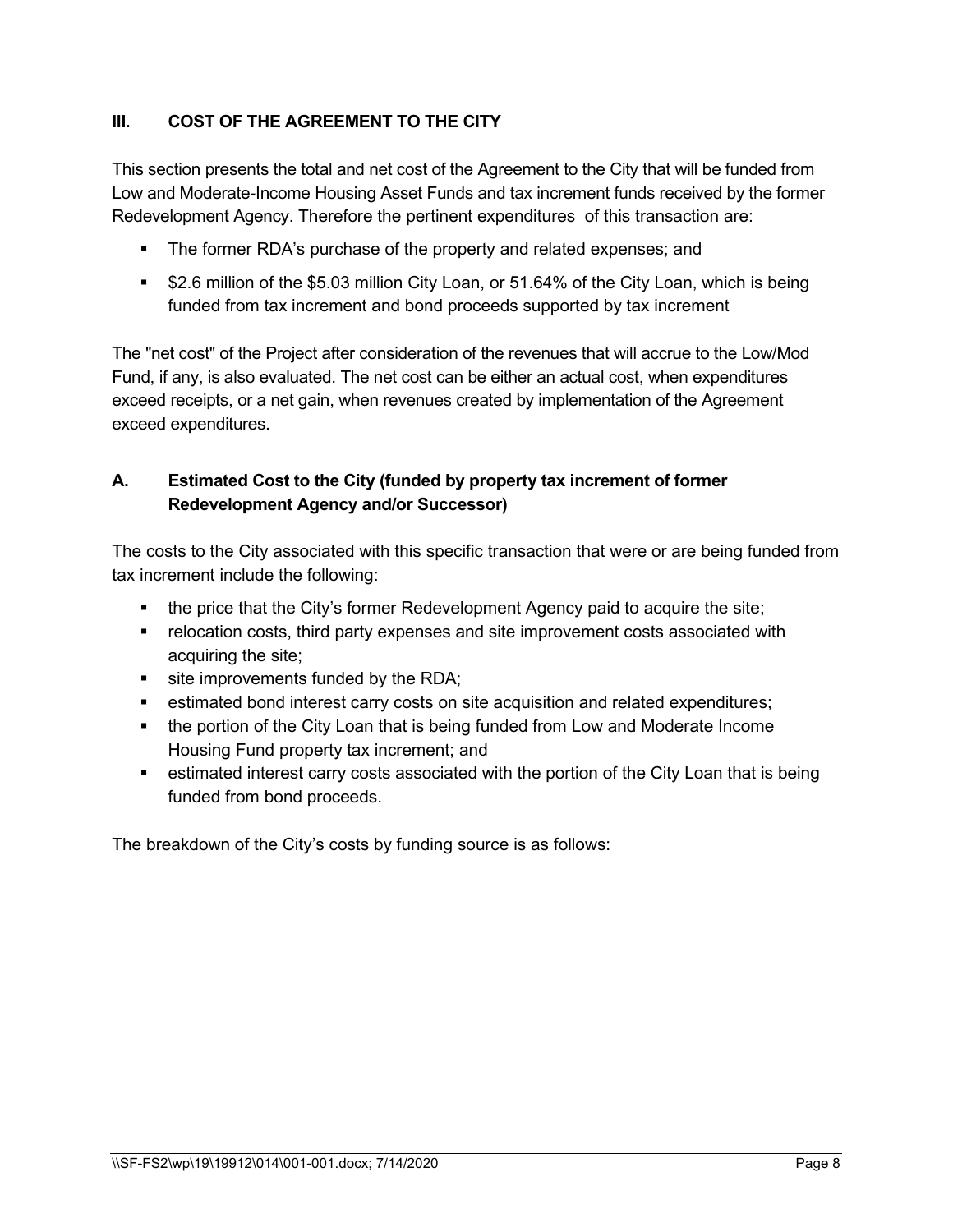## III. COST OF THE AGREEMENT TO THE CITY

This section presents the total and net cost of the Agreement to the City that will be funded from Low and Moderate-Income Housing Asset Funds and tax increment funds received by the former Redevelopment Agency. Therefore the pertinent expenditures of this transaction are:

- The former RDA's purchase of the property and related expenses; and
- $2.6 million of the $5.03 million City Loan, or 51.64% of the City Loan, which is being funded from tax increment and bond proceeds supported by tax increment

The "net cost" of the Project after consideration of the revenues that will accrue to the Low/Mod Fund, if any, is also evaluated. The net cost can be either an actual cost, when expenditures exceed receipts, or a net gain, when revenues created by implementation of the Agreement exceed expenditures.

### A. Estimated Cost to the City (funded by property tax increment of former Redevelopment Agency and/or Successor)

The costs to the City associated with this specific transaction that were or are being funded from tax increment include the following:

- the price that the City's former Redevelopment Agency paid to acquire the site;
- relocation costs, third party expenses and site improvement costs associated with acquiring the site;
- site improvements funded by the RDA;
- estimated bond interest carry costs on site acquisition and related expenditures;
- the portion of the City Loan that is being funded from Low and Moderate Income Housing Fund property tax increment; and
- estimated interest carry costs associated with the portion of the City Loan that is being funded from bond proceeds.

The breakdown of the City's costs by funding source is as follows: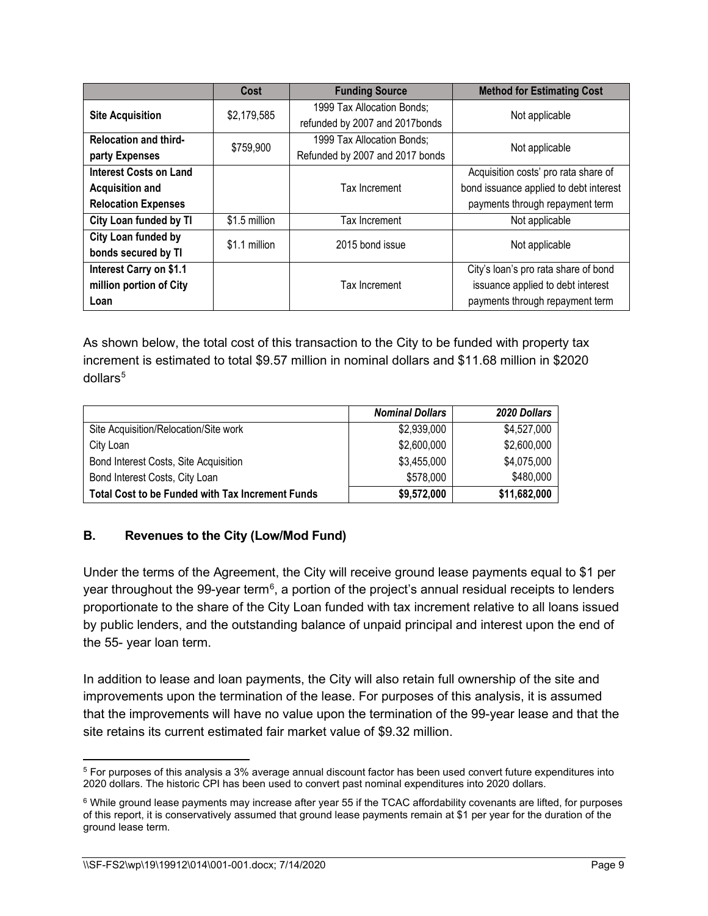|  | Cost | Funding Source | Method for Estimating Cost |
|---|---|---|---|
| **Site Acquisition** | $2,179,585 | 1999 Tax Allocation Bonds; refunded by 2007 and 2017bonds | Not applicable |
| **Relocation and third-party Expenses** | $759,900 | 1999 Tax Allocation Bonds; Refunded by 2007 and 2017 bonds | Not applicable |
| **Interest Costs on Land Acquisition and Relocation Expenses** |  | Tax Increment | Acquisition costs' pro rata share of bond issuance applied to debt interest payments through repayment term |
| **City Loan funded by TI** | $1.5 million | Tax Increment | Not applicable |
| **City Loan funded by bonds secured by TI** | $1.1 million | 2015 bond issue | Not applicable |
| **Interest Carry on $1.1 million portion of City Loan** |  | Tax Increment | City's loan's pro rata share of bond issuance applied to debt interest payments through repayment term |

As shown below, the total cost of this transaction to the City to be funded with property tax increment is estimated to total $9.57 million in nominal dollars and $11.68 million in $2020 dollars[5]

|  | *Nominal Dollars* | *2020 Dollars* |
|---|---|---|
| Site Acquisition/Relocation/Site work | $2,939,000 | $4,527,000 |
| City Loan | $2,600,000 | $2,600,000 |
| Bond Interest Costs, Site Acquisition | $3,455,000 | $4,075,000 |
| Bond Interest Costs, City Loan | $578,000 | $480,000 |
| **Total Cost to be Funded with Tax Increment Funds** | **$9,572,000** | **$11,682,000** |

### B. Revenues to the City (Low/Mod Fund)

Under the terms of the Agreement, the City will receive ground lease payments equal to $1 per year throughout the 99-year term[6], a portion of the project's annual residual receipts to lenders proportionate to the share of the City Loan funded with tax increment relative to all loans issued by public lenders, and the outstanding balance of unpaid principal and interest upon the end of the 55- year loan term.

In addition to lease and loan payments, the City will also retain full ownership of the site and improvements upon the termination of the lease. For purposes of this analysis, it is assumed that the improvements will have no value upon the termination of the 99-year lease and that the site retains its current estimated fair market value of $9.32 million.

---

[5] For purposes of this analysis a 3% average annual discount factor has been used convert future expenditures into 2020 dollars. The historic CPI has been used to convert past nominal expenditures into 2020 dollars.

[6] While ground lease payments may increase after year 55 if the TCAC affordability covenants are lifted, for purposes of this report, it is conservatively assumed that ground lease payments remain at $1 per year for the duration of the ground lease term.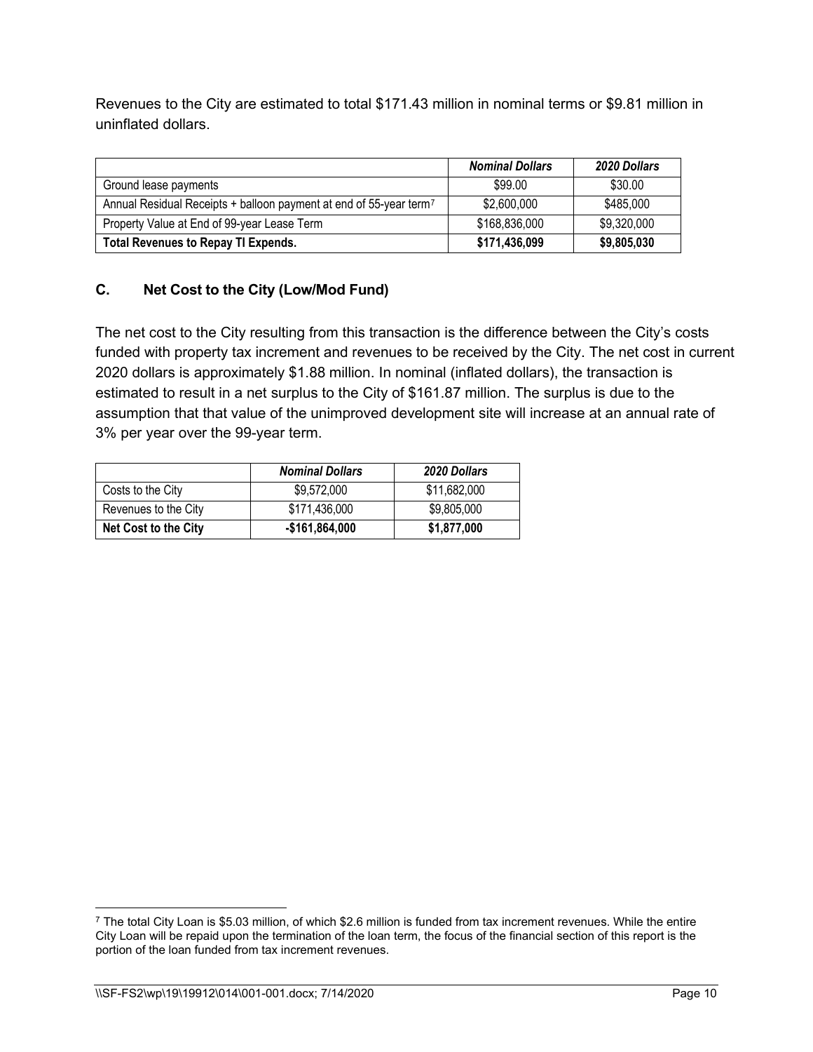Revenues to the City are estimated to total $171.43 million in nominal terms or $9.81 million in uninflated dollars.

| | ***Nominal Dollars*** | ***2020 Dollars*** |
|---|---|---|
| Ground lease payments | $99.00 | $30.00 |
| Annual Residual Receipts + balloon payment at end of 55-year term[7] | $2,600,000 | $485,000 |
| Property Value at End of 99-year Lease Term | $168,836,000 | $9,320,000 |
| **Total Revenues to Repay TI Expends.** | **$171,436,099** | **$9,805,030** |

### C. Net Cost to the City (Low/Mod Fund)

The net cost to the City resulting from this transaction is the difference between the City's costs funded with property tax increment and revenues to be received by the City. The net cost in current 2020 dollars is approximately $1.88 million. In nominal (inflated dollars), the transaction is estimated to result in a net surplus to the City of $161.87 million. The surplus is due to the assumption that that value of the unimproved development site will increase at an annual rate of 3% per year over the 99-year term.

| | ***Nominal Dollars*** | ***2020 Dollars*** |
|---|---|---|
| Costs to the City | $9,572,000 | $11,682,000 |
| Revenues to the City | $171,436,000 | $9,805,000 |
| **Net Cost to the City** | **-$161,864,000** | **$1,877,000** |

[7] The total City Loan is $5.03 million, of which $2.6 million is funded from tax increment revenues. While the entire City Loan will be repaid upon the termination of the loan term, the focus of the financial section of this report is the portion of the loan funded from tax increment revenues.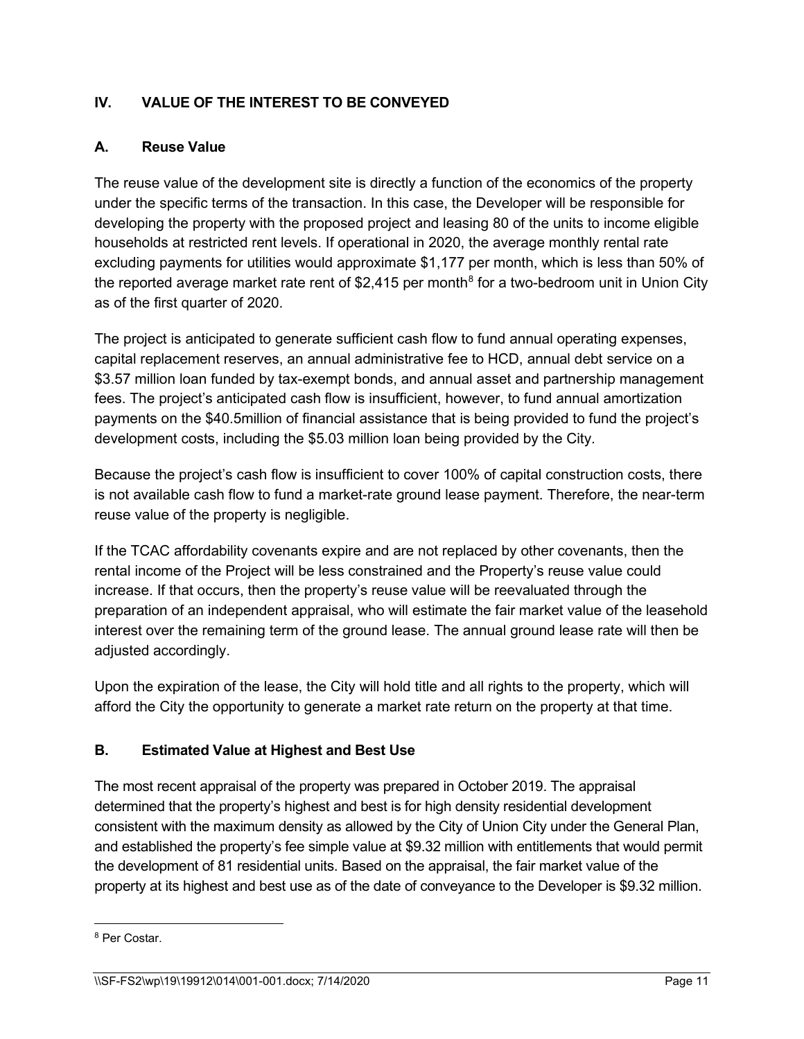## IV. VALUE OF THE INTEREST TO BE CONVEYED

### A. Reuse Value

The reuse value of the development site is directly a function of the economics of the property under the specific terms of the transaction. In this case, the Developer will be responsible for developing the property with the proposed project and leasing 80 of the units to income eligible households at restricted rent levels. If operational in 2020, the average monthly rental rate excluding payments for utilities would approximate $1,177 per month, which is less than 50% of the reported average market rate rent of $2,415 per month[8] for a two-bedroom unit in Union City as of the first quarter of 2020.

The project is anticipated to generate sufficient cash flow to fund annual operating expenses, capital replacement reserves, an annual administrative fee to HCD, annual debt service on a $3.57 million loan funded by tax-exempt bonds, and annual asset and partnership management fees. The project's anticipated cash flow is insufficient, however, to fund annual amortization payments on the $40.5million of financial assistance that is being provided to fund the project's development costs, including the $5.03 million loan being provided by the City.

Because the project's cash flow is insufficient to cover 100% of capital construction costs, there is not available cash flow to fund a market-rate ground lease payment. Therefore, the near-term reuse value of the property is negligible.

If the TCAC affordability covenants expire and are not replaced by other covenants, then the rental income of the Project will be less constrained and the Property's reuse value could increase. If that occurs, then the property's reuse value will be reevaluated through the preparation of an independent appraisal, who will estimate the fair market value of the leasehold interest over the remaining term of the ground lease. The annual ground lease rate will then be adjusted accordingly.

Upon the expiration of the lease, the City will hold title and all rights to the property, which will afford the City the opportunity to generate a market rate return on the property at that time.

### B. Estimated Value at Highest and Best Use

The most recent appraisal of the property was prepared in October 2019. The appraisal determined that the property's highest and best is for high density residential development consistent with the maximum density as allowed by the City of Union City under the General Plan, and established the property's fee simple value at $9.32 million with entitlements that would permit the development of 81 residential units. Based on the appraisal, the fair market value of the property at its highest and best use as of the date of conveyance to the Developer is $9.32 million.

---

[8] Per Costar.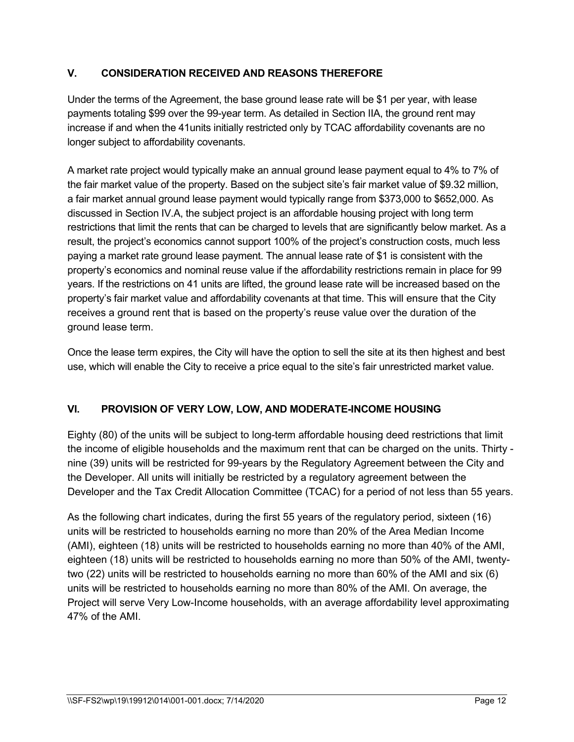## V. CONSIDERATION RECEIVED AND REASONS THEREFORE

Under the terms of the Agreement, the base ground lease rate will be $1 per year, with lease payments totaling $99 over the 99-year term. As detailed in Section IIA, the ground rent may increase if and when the 41units initially restricted only by TCAC affordability covenants are no longer subject to affordability covenants.

A market rate project would typically make an annual ground lease payment equal to 4% to 7% of the fair market value of the property. Based on the subject site's fair market value of $9.32 million, a fair market annual ground lease payment would typically range from $373,000 to $652,000. As discussed in Section IV.A, the subject project is an affordable housing project with long term restrictions that limit the rents that can be charged to levels that are significantly below market. As a result, the project's economics cannot support 100% of the project's construction costs, much less paying a market rate ground lease payment. The annual lease rate of $1 is consistent with the property's economics and nominal reuse value if the affordability restrictions remain in place for 99 years. If the restrictions on 41 units are lifted, the ground lease rate will be increased based on the property's fair market value and affordability covenants at that time. This will ensure that the City receives a ground rent that is based on the property's reuse value over the duration of the ground lease term.

Once the lease term expires, the City will have the option to sell the site at its then highest and best use, which will enable the City to receive a price equal to the site's fair unrestricted market value.

## VI. PROVISION OF VERY LOW, LOW, AND MODERATE-INCOME HOUSING

Eighty (80) of the units will be subject to long-term affordable housing deed restrictions that limit the income of eligible households and the maximum rent that can be charged on the units. Thirty - nine (39) units will be restricted for 99-years by the Regulatory Agreement between the City and the Developer. All units will initially be restricted by a regulatory agreement between the Developer and the Tax Credit Allocation Committee (TCAC) for a period of not less than 55 years.

As the following chart indicates, during the first 55 years of the regulatory period, sixteen (16) units will be restricted to households earning no more than 20% of the Area Median Income (AMI), eighteen (18) units will be restricted to households earning no more than 40% of the AMI, eighteen (18) units will be restricted to households earning no more than 50% of the AMI, twenty-two (22) units will be restricted to households earning no more than 60% of the AMI and six (6) units will be restricted to households earning no more than 80% of the AMI. On average, the Project will serve Very Low-Income households, with an average affordability level approximating 47% of the AMI.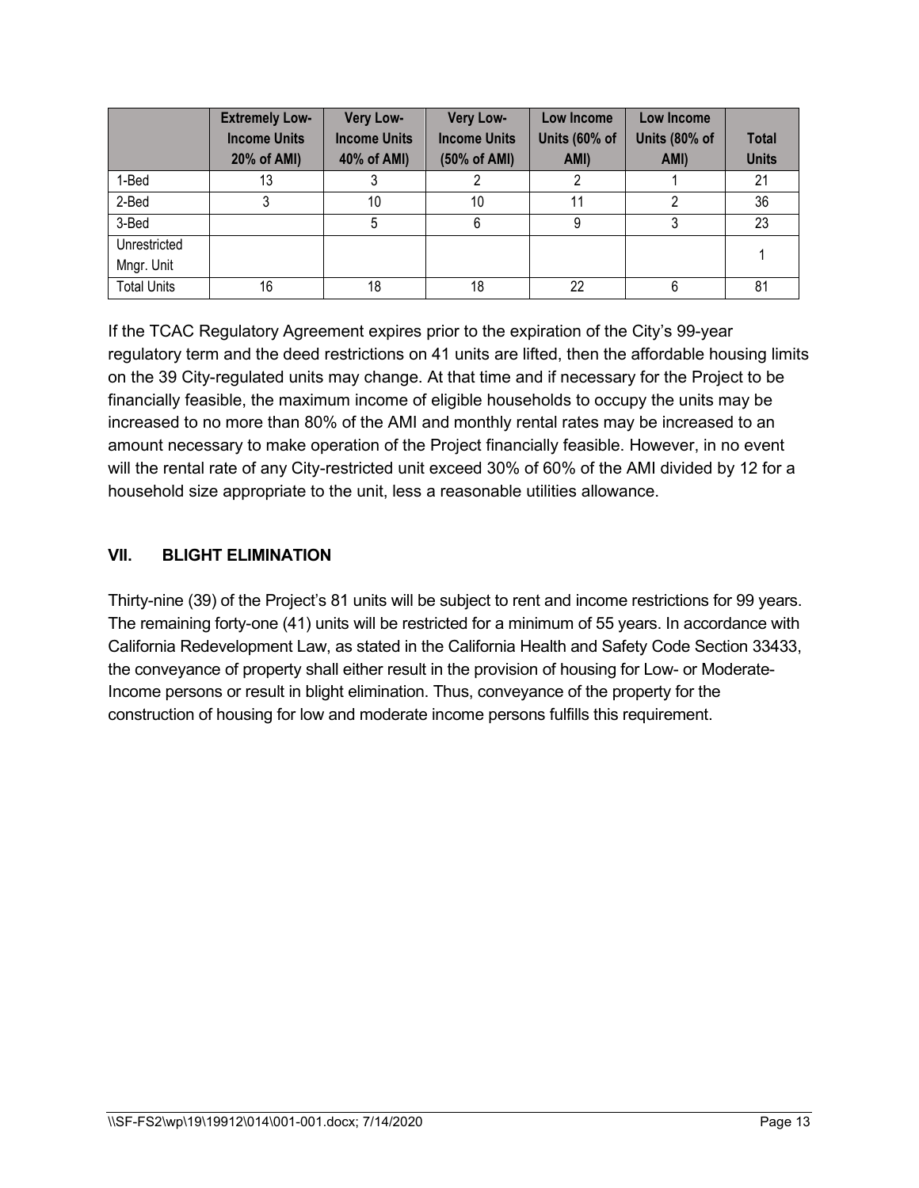| | Extremely Low-Income Units 20% of AMI) | Very Low-Income Units 40% of AMI) | Very Low-Income Units (50% of AMI) | Low Income Units (60% of AMI) | Low Income Units (80% of AMI) | Total Units |
|---|---|---|---|---|---|---|
| 1-Bed | 13 | 3 | 2 | 2 | 1 | 21 |
| 2-Bed | 3 | 10 | 10 | 11 | 2 | 36 |
| 3-Bed | | 5 | 6 | 9 | 3 | 23 |
| Unrestricted Mngr. Unit | | | | | | 1 |
| Total Units | 16 | 18 | 18 | 22 | 6 | 81 |

If the TCAC Regulatory Agreement expires prior to the expiration of the City's 99-year regulatory term and the deed restrictions on 41 units are lifted, then the affordable housing limits on the 39 City-regulated units may change. At that time and if necessary for the Project to be financially feasible, the maximum income of eligible households to occupy the units may be increased to no more than 80% of the AMI and monthly rental rates may be increased to an amount necessary to make operation of the Project financially feasible. However, in no event will the rental rate of any City-restricted unit exceed 30% of 60% of the AMI divided by 12 for a household size appropriate to the unit, less a reasonable utilities allowance.

## VII. BLIGHT ELIMINATION

Thirty-nine (39) of the Project's 81 units will be subject to rent and income restrictions for 99 years. The remaining forty-one (41) units will be restricted for a minimum of 55 years. In accordance with California Redevelopment Law, as stated in the California Health and Safety Code Section 33433, the conveyance of property shall either result in the provision of housing for Low- or Moderate-Income persons or result in blight elimination. Thus, conveyance of the property for the construction of housing for low and moderate income persons fulfills this requirement.